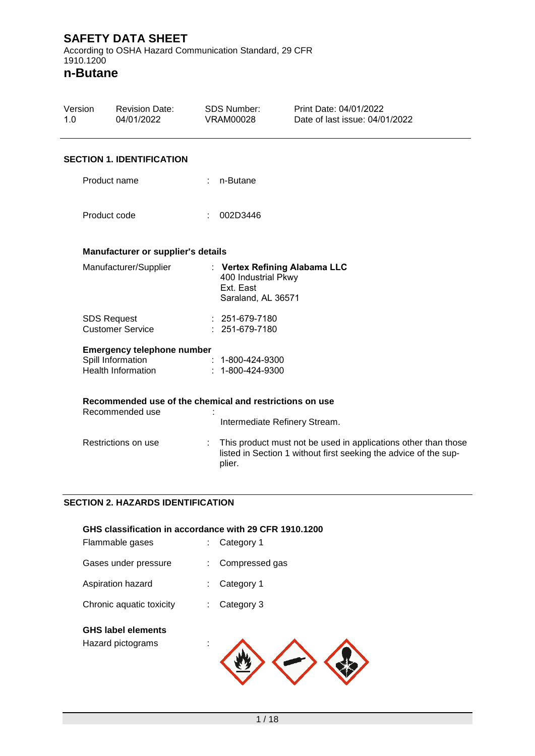# SAFETY DATA SHEET

According to OSHA Hazard Communication Standard, 29 CFR 1910.1200

# n-Butane

| Version | Revision Date: | SDS Number: | Print Date: 04/01/2022 |
|---|---|---|---|
| 1.0 | 04/01/2022 | VRAM00028 | Date of last issue: 04/01/2022 |

## SECTION 1. IDENTIFICATION

Product name : n-Butane

Product code : 002D3446

### Manufacturer or supplier's details

Manufacturer/Supplier : **Vertex Refining Alabama LLC**
400 Industrial Pkwy
Ext. East
Saraland, AL 36571

SDS Request : 251-679-7180
Customer Service : 251-679-7180

### Emergency telephone number

Spill Information : 1-800-424-9300
Health Information : 1-800-424-9300

### Recommended use of the chemical and restrictions on use

Recommended use : Intermediate Refinery Stream.

Restrictions on use : This product must not be used in applications other than those listed in Section 1 without first seeking the advice of the supplier.

## SECTION 2. HAZARDS IDENTIFICATION

### GHS classification in accordance with 29 CFR 1910.1200

Flammable gases : Category 1

Gases under pressure : Compressed gas

Aspiration hazard : Category 1

Chronic aquatic toxicity : Category 3

### GHS label elements

Hazard pictograms :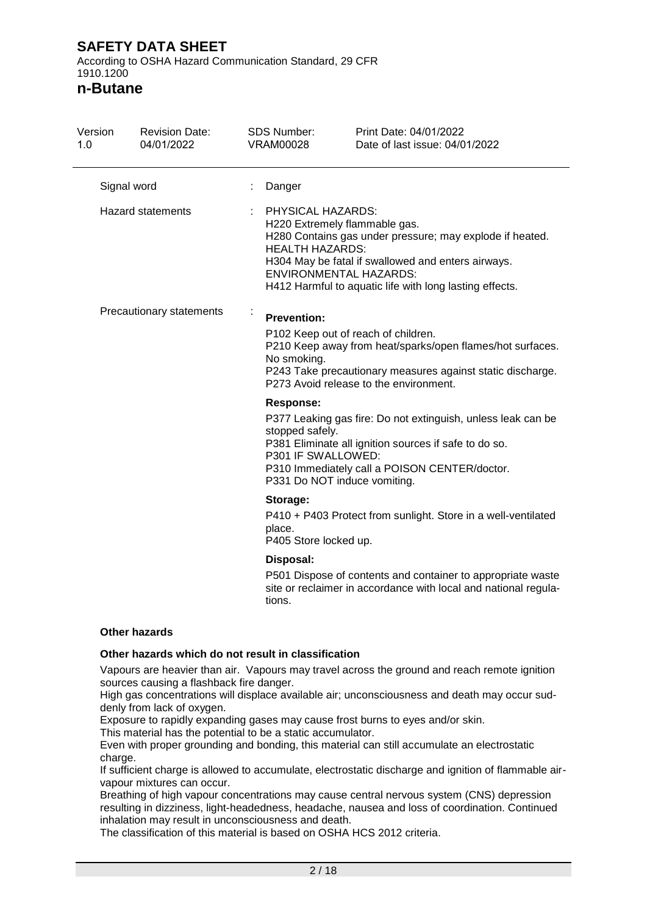| | | |
|---|---|---|
| Signal word | : | Danger |
| Hazard statements | : | PHYSICAL HAZARDS:<br>H220 Extremely flammable gas.<br>H280 Contains gas under pressure; may explode if heated.<br>HEALTH HAZARDS:<br>H304 May be fatal if swallowed and enters airways.<br>ENVIRONMENTAL HAZARDS:<br>H412 Harmful to aquatic life with long lasting effects. |
| Precautionary statements | : | **Prevention:**<br>P102 Keep out of reach of children.<br>P210 Keep away from heat/sparks/open flames/hot surfaces. No smoking.<br>P243 Take precautionary measures against static discharge.<br>P273 Avoid release to the environment.<br>**Response:**<br>P377 Leaking gas fire: Do not extinguish, unless leak can be stopped safely.<br>P381 Eliminate all ignition sources if safe to do so.<br>P301 IF SWALLOWED:<br>P310 Immediately call a POISON CENTER/doctor.<br>P331 Do NOT induce vomiting.<br>**Storage:**<br>P410 + P403 Protect from sunlight. Store in a well-ventilated place.<br>P405 Store locked up.<br>**Disposal:**<br>P501 Dispose of contents and container to appropriate waste site or reclaimer in accordance with local and national regulations. |

**Other hazards**

**Other hazards which do not result in classification**

Vapours are heavier than air. Vapours may travel across the ground and reach remote ignition sources causing a flashback fire danger.
High gas concentrations will displace available air; unconsciousness and death may occur suddenly from lack of oxygen.
Exposure to rapidly expanding gases may cause frost burns to eyes and/or skin.
This material has the potential to be a static accumulator.
Even with proper grounding and bonding, this material can still accumulate an electrostatic charge.
If sufficient charge is allowed to accumulate, electrostatic discharge and ignition of flammable air-vapour mixtures can occur.
Breathing of high vapour concentrations may cause central nervous system (CNS) depression resulting in dizziness, light-headedness, headache, nausea and loss of coordination. Continued inhalation may result in unconsciousness and death.
The classification of this material is based on OSHA HCS 2012 criteria.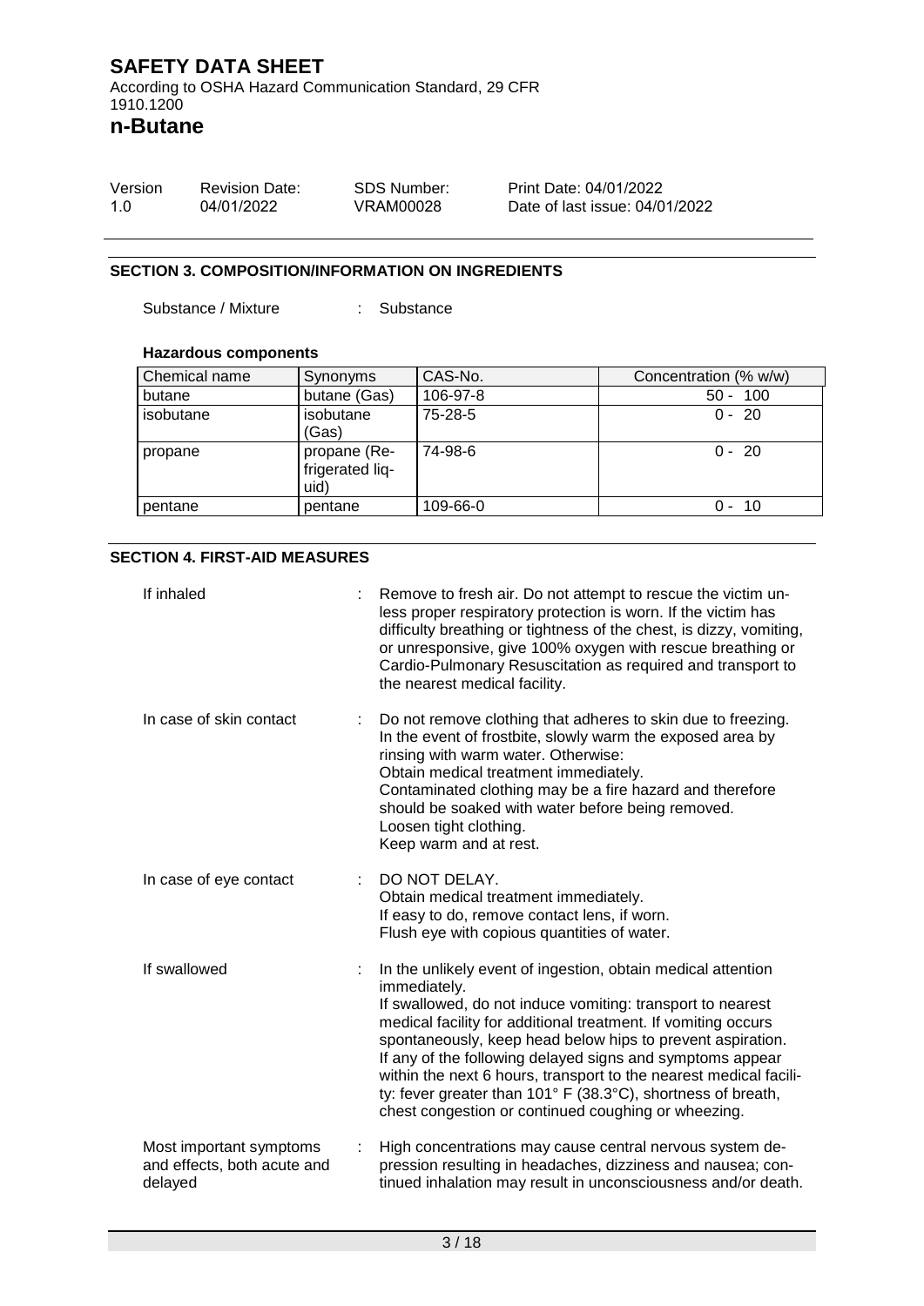# SAFETY DATA SHEET

According to OSHA Hazard Communication Standard, 29 CFR 1910.1200

## n-Butane

| Version | Revision Date: | SDS Number: | Print Date: 04/01/2022 |
|---|---|---|---|
| 1.0 | 04/01/2022 | VRAM00028 | Date of last issue: 04/01/2022 |

### SECTION 3. COMPOSITION/INFORMATION ON INGREDIENTS

Substance / Mixture : Substance

**Hazardous components**

| Chemical name | Synonyms | CAS-No. | Concentration (% w/w) |
|---|---|---|---|
| butane | butane (Gas) | 106-97-8 | 50 - 100 |
| isobutane | isobutane (Gas) | 75-28-5 | 0 - 20 |
| propane | propane (Refrigerated liquid) | 74-98-6 | 0 - 20 |
| pentane | pentane | 109-66-0 | 0 - 10 |

### SECTION 4. FIRST-AID MEASURES

If inhaled : Remove to fresh air. Do not attempt to rescue the victim unless proper respiratory protection is worn. If the victim has difficulty breathing or tightness of the chest, is dizzy, vomiting, or unresponsive, give 100% oxygen with rescue breathing or Cardio-Pulmonary Resuscitation as required and transport to the nearest medical facility.

In case of skin contact : Do not remove clothing that adheres to skin due to freezing. In the event of frostbite, slowly warm the exposed area by rinsing with warm water. Otherwise:
Obtain medical treatment immediately.
Contaminated clothing may be a fire hazard and therefore should be soaked with water before being removed.
Loosen tight clothing.
Keep warm and at rest.

In case of eye contact : DO NOT DELAY.
Obtain medical treatment immediately.
If easy to do, remove contact lens, if worn.
Flush eye with copious quantities of water.

If swallowed : In the unlikely event of ingestion, obtain medical attention immediately.
If swallowed, do not induce vomiting: transport to nearest medical facility for additional treatment. If vomiting occurs spontaneously, keep head below hips to prevent aspiration.
If any of the following delayed signs and symptoms appear within the next 6 hours, transport to the nearest medical facility: fever greater than 101° F (38.3°C), shortness of breath, chest congestion or continued coughing or wheezing.

Most important symptoms and effects, both acute and delayed : High concentrations may cause central nervous system depression resulting in headaches, dizziness and nausea; continued inhalation may result in unconsciousness and/or death.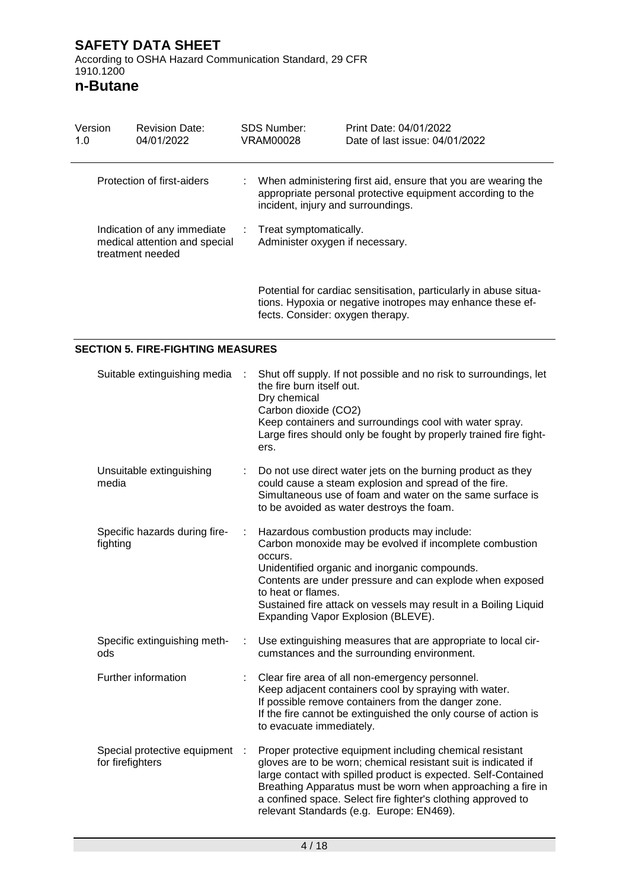| Protection of first-aiders | : | When administering first aid, ensure that you are wearing the appropriate personal protective equipment according to the incident, injury and surroundings. |
|---|---|---|
| Indication of any immediate medical attention and special treatment needed | : | Treat symptomatically.<br>Administer oxygen if necessary.<br><br>Potential for cardiac sensitisation, particularly in abuse situations. Hypoxia or negative inotropes may enhance these effects. Consider: oxygen therapy. |

## SECTION 5. FIRE-FIGHTING MEASURES

| Suitable extinguishing media | : | Shut off supply. If not possible and no risk to surroundings, let the fire burn itself out.<br>Dry chemical<br>Carbon dioxide ($CO_2$)<br>Keep containers and surroundings cool with water spray.<br>Large fires should only be fought by properly trained fire fighters. |
|---|---|---|
| Unsuitable extinguishing media | : | Do not use direct water jets on the burning product as they could cause a steam explosion and spread of the fire.<br>Simultaneous use of foam and water on the same surface is to be avoided as water destroys the foam. |
| Specific hazards during fire-fighting | : | Hazardous combustion products may include:<br>Carbon monoxide may be evolved if incomplete combustion occurs.<br>Unidentified organic and inorganic compounds.<br>Contents are under pressure and can explode when exposed to heat or flames.<br>Sustained fire attack on vessels may result in a Boiling Liquid Expanding Vapor Explosion (BLEVE). |
| Specific extinguishing methods | : | Use extinguishing measures that are appropriate to local circumstances and the surrounding environment. |
| Further information | : | Clear fire area of all non-emergency personnel.<br>Keep adjacent containers cool by spraying with water.<br>If possible remove containers from the danger zone.<br>If the fire cannot be extinguished the only course of action is to evacuate immediately. |
| Special protective equipment for firefighters | : | Proper protective equipment including chemical resistant gloves are to be worn; chemical resistant suit is indicated if large contact with spilled product is expected. Self-Contained Breathing Apparatus must be worn when approaching a fire in a confined space. Select fire fighter's clothing approved to relevant Standards (e.g. Europe: EN469). |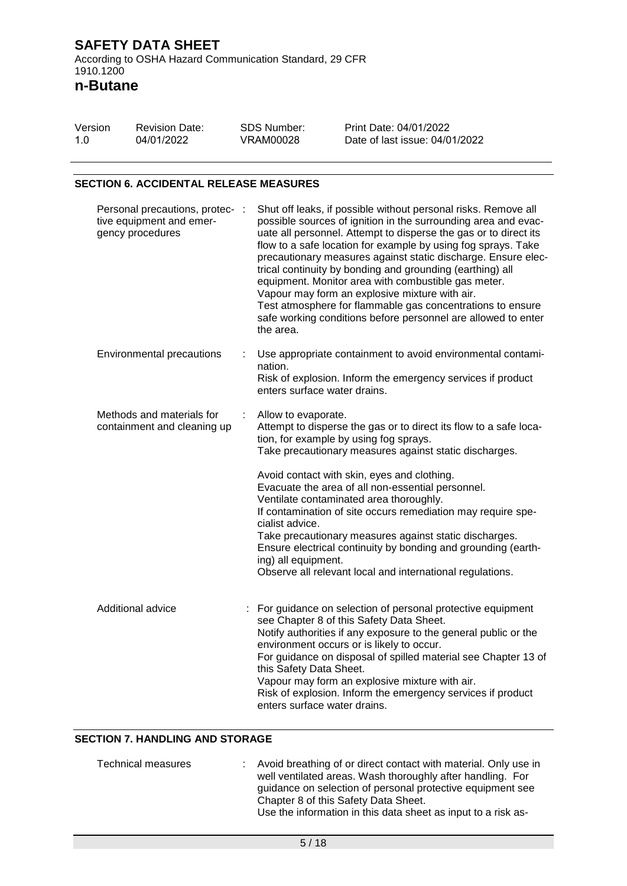## SECTION 6. ACCIDENTAL RELEASE MEASURES

| | |
|---|---|
| Personal precautions, protective equipment and emergency procedures | Shut off leaks, if possible without personal risks. Remove all possible sources of ignition in the surrounding area and evacuate all personnel. Attempt to disperse the gas or to direct its flow to a safe location for example by using fog sprays. Take precautionary measures against static discharge. Ensure electrical continuity by bonding and grounding (earthing) all equipment. Monitor area with combustible gas meter.<br>Vapour may form an explosive mixture with air.<br>Test atmosphere for flammable gas concentrations to ensure safe working conditions before personnel are allowed to enter the area. |
| Environmental precautions | Use appropriate containment to avoid environmental contamination.<br>Risk of explosion. Inform the emergency services if product enters surface water drains. |
| Methods and materials for containment and cleaning up | Allow to evaporate.<br>Attempt to disperse the gas or to direct its flow to a safe location, for example by using fog sprays.<br>Take precautionary measures against static discharges.<br><br>Avoid contact with skin, eyes and clothing.<br>Evacuate the area of all non-essential personnel.<br>Ventilate contaminated area thoroughly.<br>If contamination of site occurs remediation may require specialist advice.<br>Take precautionary measures against static discharges.<br>Ensure electrical continuity by bonding and grounding (earthing) all equipment.<br>Observe all relevant local and international regulations. |
| Additional advice | For guidance on selection of personal protective equipment see Chapter 8 of this Safety Data Sheet.<br>Notify authorities if any exposure to the general public or the environment occurs or is likely to occur.<br>For guidance on disposal of spilled material see Chapter 13 of this Safety Data Sheet.<br>Vapour may form an explosive mixture with air.<br>Risk of explosion. Inform the emergency services if product enters surface water drains. |

## SECTION 7. HANDLING AND STORAGE

| | |
|---|---|
| Technical measures | Avoid breathing of or direct contact with material. Only use in well ventilated areas. Wash thoroughly after handling. For guidance on selection of personal protective equipment see Chapter 8 of this Safety Data Sheet.<br>Use the information in this data sheet as input to a risk as- |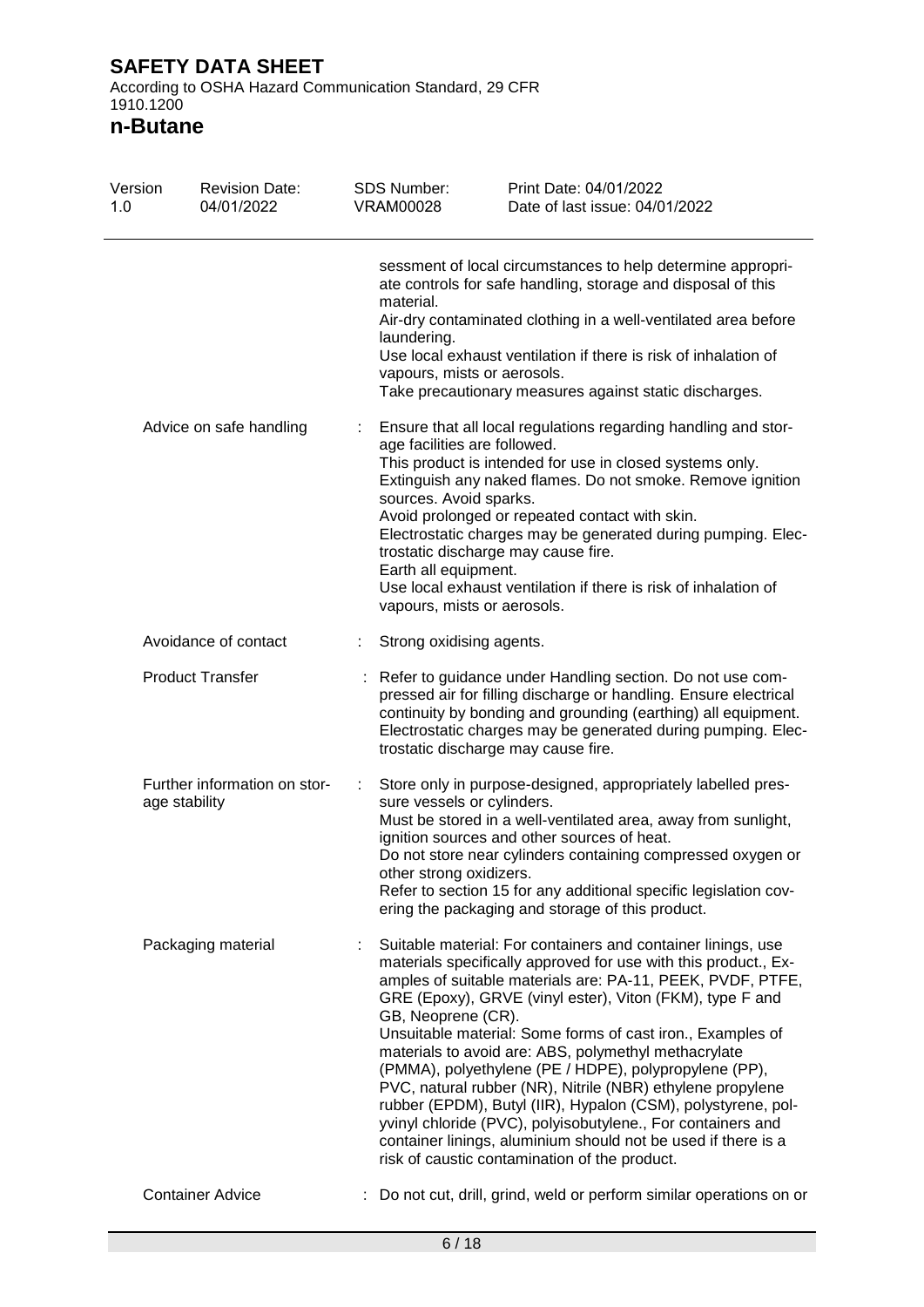sessment of local circumstances to help determine appropriate controls for safe handling, storage and disposal of this material.
Air-dry contaminated clothing in a well-ventilated area before laundering.
Use local exhaust ventilation if there is risk of inhalation of vapours, mists or aerosols.
Take precautionary measures against static discharges.

| | | |
|---|---|---|
| Advice on safe handling | : | Ensure that all local regulations regarding handling and storage facilities are followed.<br>This product is intended for use in closed systems only.<br>Extinguish any naked flames. Do not smoke. Remove ignition sources. Avoid sparks.<br>Avoid prolonged or repeated contact with skin.<br>Electrostatic charges may be generated during pumping. Electrostatic discharge may cause fire.<br>Earth all equipment.<br>Use local exhaust ventilation if there is risk of inhalation of vapours, mists or aerosols. |
| Avoidance of contact | : | Strong oxidising agents. |
| Product Transfer | : | Refer to guidance under Handling section. Do not use compressed air for filling discharge or handling. Ensure electrical continuity by bonding and grounding (earthing) all equipment. Electrostatic charges may be generated during pumping. Electrostatic discharge may cause fire. |
| Further information on storage stability | : | Store only in purpose-designed, appropriately labelled pressure vessels or cylinders.<br>Must be stored in a well-ventilated area, away from sunlight, ignition sources and other sources of heat.<br>Do not store near cylinders containing compressed oxygen or other strong oxidizers.<br>Refer to section 15 for any additional specific legislation covering the packaging and storage of this product. |
| Packaging material | : | Suitable material: For containers and container linings, use materials specifically approved for use with this product., Examples of suitable materials are: PA-11, PEEK, PVDF, PTFE, GRE (Epoxy), GRVE (vinyl ester), Viton (FKM), type F and GB, Neoprene (CR).<br>Unsuitable material: Some forms of cast iron., Examples of materials to avoid are: ABS, polymethyl methacrylate (PMMA), polyethylene (PE / HDPE), polypropylene (PP), PVC, natural rubber (NR), Nitrile (NBR) ethylene propylene rubber (EPDM), Butyl (IIR), Hypalon (CSM), polystyrene, polyvinyl chloride (PVC), polyisobutylene., For containers and container linings, aluminium should not be used if there is a risk of caustic contamination of the product. |
| Container Advice | : | Do not cut, drill, grind, weld or perform similar operations on or |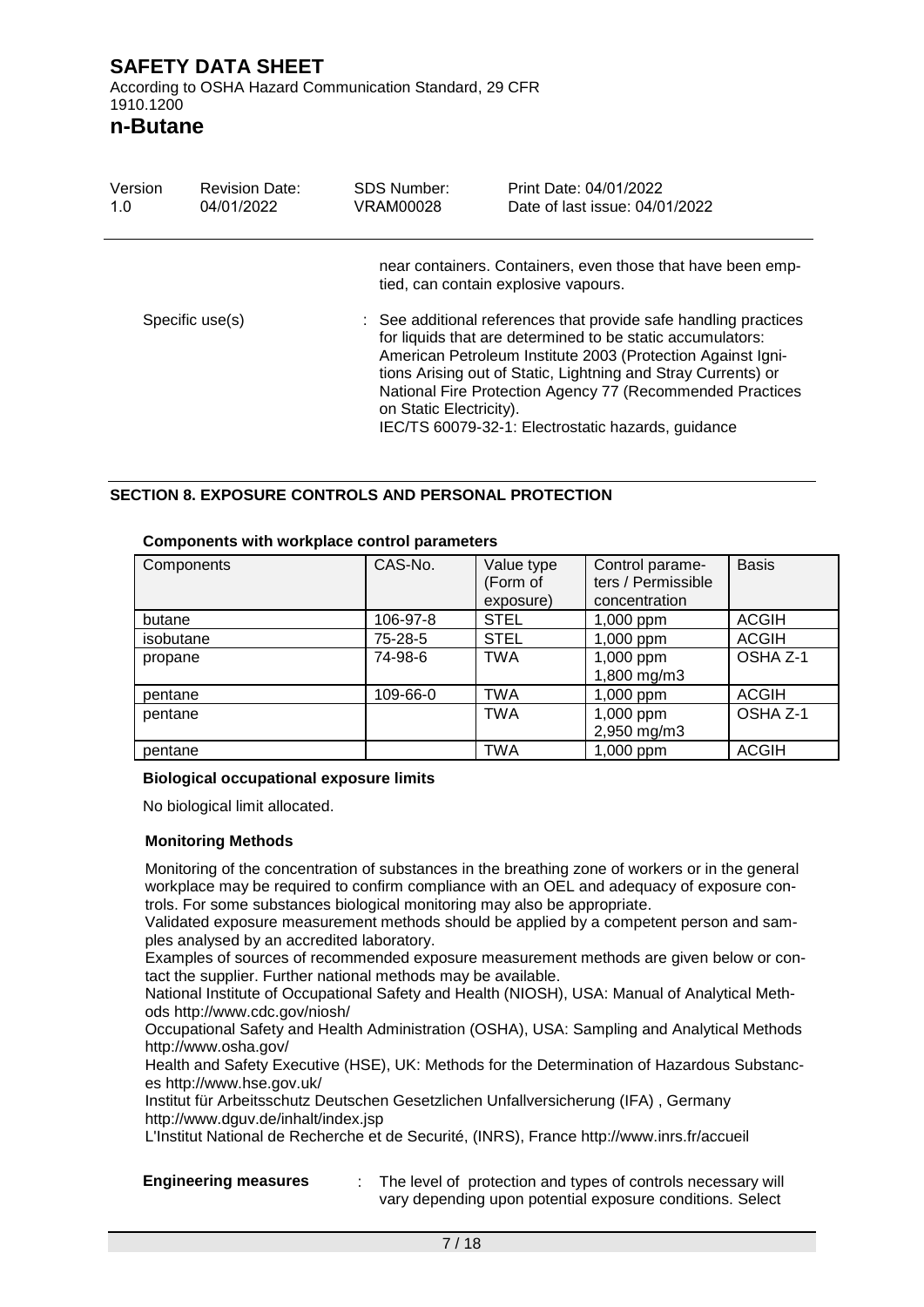near containers. Containers, even those that have been emptied, can contain explosive vapours.

Specific use(s) : See additional references that provide safe handling practices for liquids that are determined to be static accumulators: American Petroleum Institute 2003 (Protection Against Ignitions Arising out of Static, Lightning and Stray Currents) or National Fire Protection Agency 77 (Recommended Practices on Static Electricity).
IEC/TS 60079-32-1: Electrostatic hazards, guidance

## SECTION 8. EXPOSURE CONTROLS AND PERSONAL PROTECTION

**Components with workplace control parameters**

| Components | CAS-No. | Value type (Form of exposure) | Control parameters / Permissible concentration | Basis |
|---|---|---|---|---|
| butane | 106-97-8 | STEL | 1,000 ppm | ACGIH |
| isobutane | 75-28-5 | STEL | 1,000 ppm | ACGIH |
| propane | 74-98-6 | TWA | 1,000 ppm<br>1,800 mg/m3 | OSHA Z-1 |
| pentane | 109-66-0 | TWA | 1,000 ppm | ACGIH |
| pentane | | TWA | 1,000 ppm<br>2,950 mg/m3 | OSHA Z-1 |
| pentane | | TWA | 1,000 ppm | ACGIH |

**Biological occupational exposure limits**

No biological limit allocated.

**Monitoring Methods**

Monitoring of the concentration of substances in the breathing zone of workers or in the general workplace may be required to confirm compliance with an OEL and adequacy of exposure controls. For some substances biological monitoring may also be appropriate.
Validated exposure measurement methods should be applied by a competent person and samples analysed by an accredited laboratory.
Examples of sources of recommended exposure measurement methods are given below or contact the supplier. Further national methods may be available.
National Institute of Occupational Safety and Health (NIOSH), USA: Manual of Analytical Methods http://www.cdc.gov/niosh/
Occupational Safety and Health Administration (OSHA), USA: Sampling and Analytical Methods http://www.osha.gov/
Health and Safety Executive (HSE), UK: Methods for the Determination of Hazardous Substances http://www.hse.gov.uk/
Institut für Arbeitsschutz Deutschen Gesetzlichen Unfallversicherung (IFA) , Germany http://www.dguv.de/inhalt/index.jsp
L'Institut National de Recherche et de Securité, (INRS), France http://www.inrs.fr/accueil

**Engineering measures** : The level of protection and types of controls necessary will vary depending upon potential exposure conditions. Select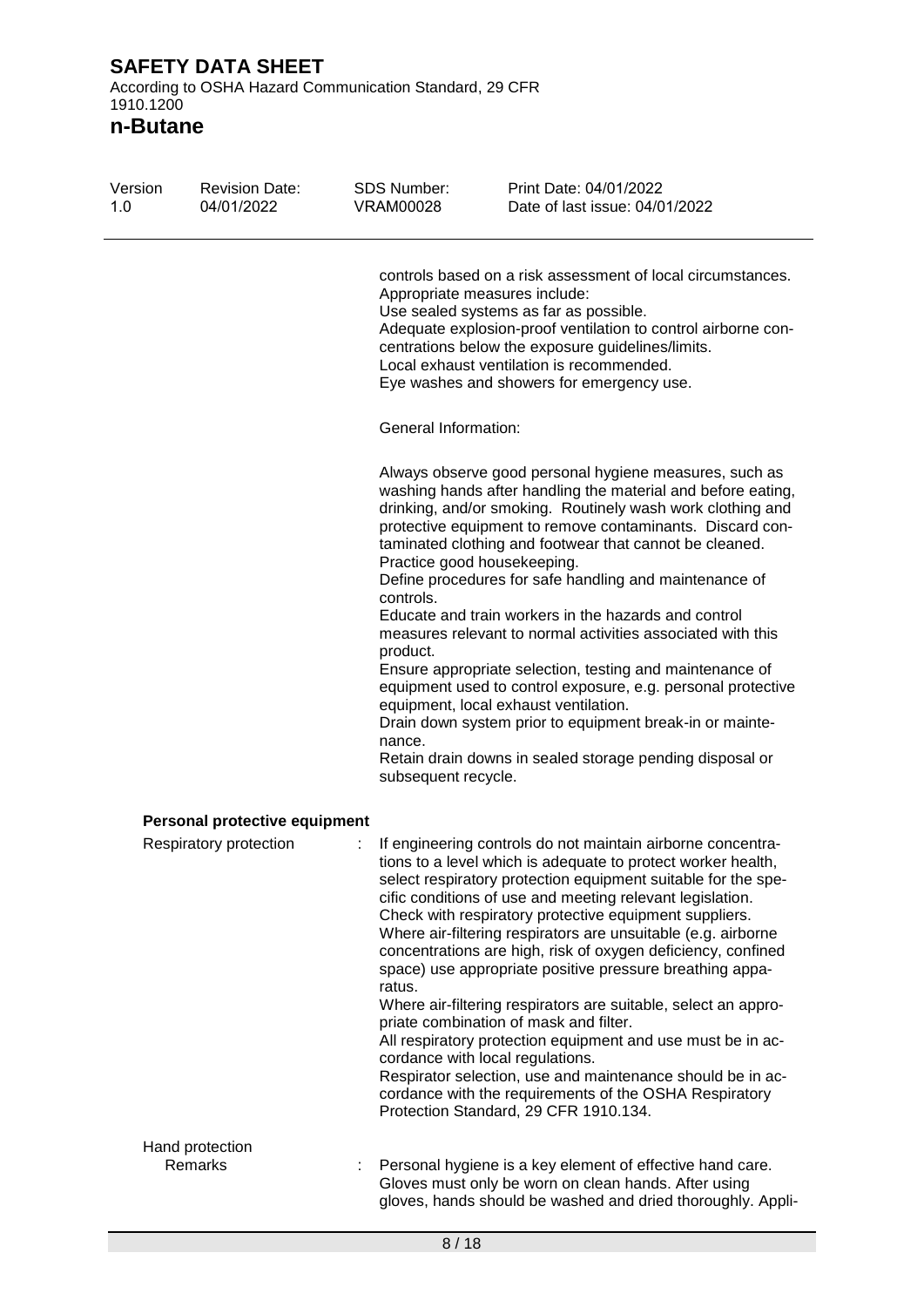controls based on a risk assessment of local circumstances.
Appropriate measures include:
Use sealed systems as far as possible.
Adequate explosion-proof ventilation to control airborne concentrations below the exposure guidelines/limits.
Local exhaust ventilation is recommended.
Eye washes and showers for emergency use.

General Information:

Always observe good personal hygiene measures, such as washing hands after handling the material and before eating, drinking, and/or smoking. Routinely wash work clothing and protective equipment to remove contaminants. Discard contaminated clothing and footwear that cannot be cleaned.
Practice good housekeeping.
Define procedures for safe handling and maintenance of controls.
Educate and train workers in the hazards and control measures relevant to normal activities associated with this product.
Ensure appropriate selection, testing and maintenance of equipment used to control exposure, e.g. personal protective equipment, local exhaust ventilation.
Drain down system prior to equipment break-in or maintenance.
Retain drain downs in sealed storage pending disposal or subsequent recycle.

**Personal protective equipment**

Respiratory protection : If engineering controls do not maintain airborne concentrations to a level which is adequate to protect worker health, select respiratory protection equipment suitable for the specific conditions of use and meeting relevant legislation.
Check with respiratory protective equipment suppliers.
Where air-filtering respirators are unsuitable (e.g. airborne concentrations are high, risk of oxygen deficiency, confined space) use appropriate positive pressure breathing apparatus.
Where air-filtering respirators are suitable, select an appropriate combination of mask and filter.
All respiratory protection equipment and use must be in accordance with local regulations.
Respirator selection, use and maintenance should be in accordance with the requirements of the OSHA Respiratory Protection Standard, 29 CFR 1910.134.

Hand protection
Remarks : Personal hygiene is a key element of effective hand care. Gloves must only be worn on clean hands. After using gloves, hands should be washed and dried thoroughly. Appli-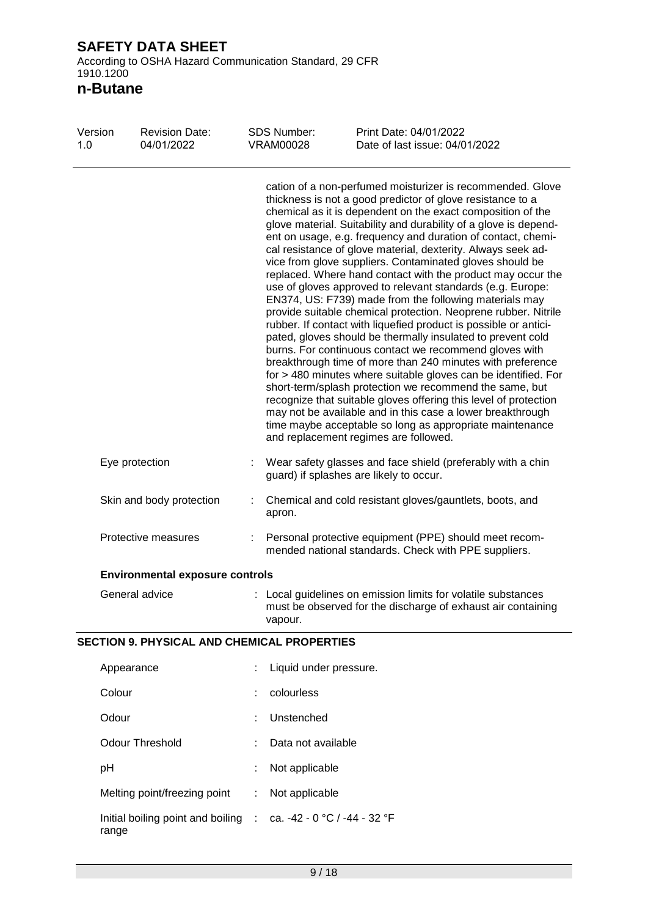cation of a non-perfumed moisturizer is recommended. Glove thickness is not a good predictor of glove resistance to a chemical as it is dependent on the exact composition of the glove material. Suitability and durability of a glove is dependent on usage, e.g. frequency and duration of contact, chemical resistance of glove material, dexterity. Always seek advice from glove suppliers. Contaminated gloves should be replaced. Where hand contact with the product may occur the use of gloves approved to relevant standards (e.g. Europe: EN374, US: F739) made from the following materials may provide suitable chemical protection. Neoprene rubber. Nitrile rubber. If contact with liquefied product is possible or anticipated, gloves should be thermally insulated to prevent cold burns. For continuous contact we recommend gloves with breakthrough time of more than 240 minutes with preference for > 480 minutes where suitable gloves can be identified. For short-term/splash protection we recommend the same, but recognize that suitable gloves offering this level of protection may not be available and in this case a lower breakthrough time maybe acceptable so long as appropriate maintenance and replacement regimes are followed.

Eye protection : Wear safety glasses and face shield (preferably with a chin guard) if splashes are likely to occur.

Skin and body protection : Chemical and cold resistant gloves/gauntlets, boots, and apron.

Protective measures : Personal protective equipment (PPE) should meet recommended national standards. Check with PPE suppliers.

**Environmental exposure controls**

General advice : Local guidelines on emission limits for volatile substances must be observed for the discharge of exhaust air containing vapour.

## SECTION 9. PHYSICAL AND CHEMICAL PROPERTIES

Appearance : Liquid under pressure.

Colour : colourless

Odour : Unstenched

Odour Threshold : Data not available

pH : Not applicable

Melting point/freezing point : Not applicable

Initial boiling point and boiling range : ca. -42 - 0 °C / -44 - 32 °F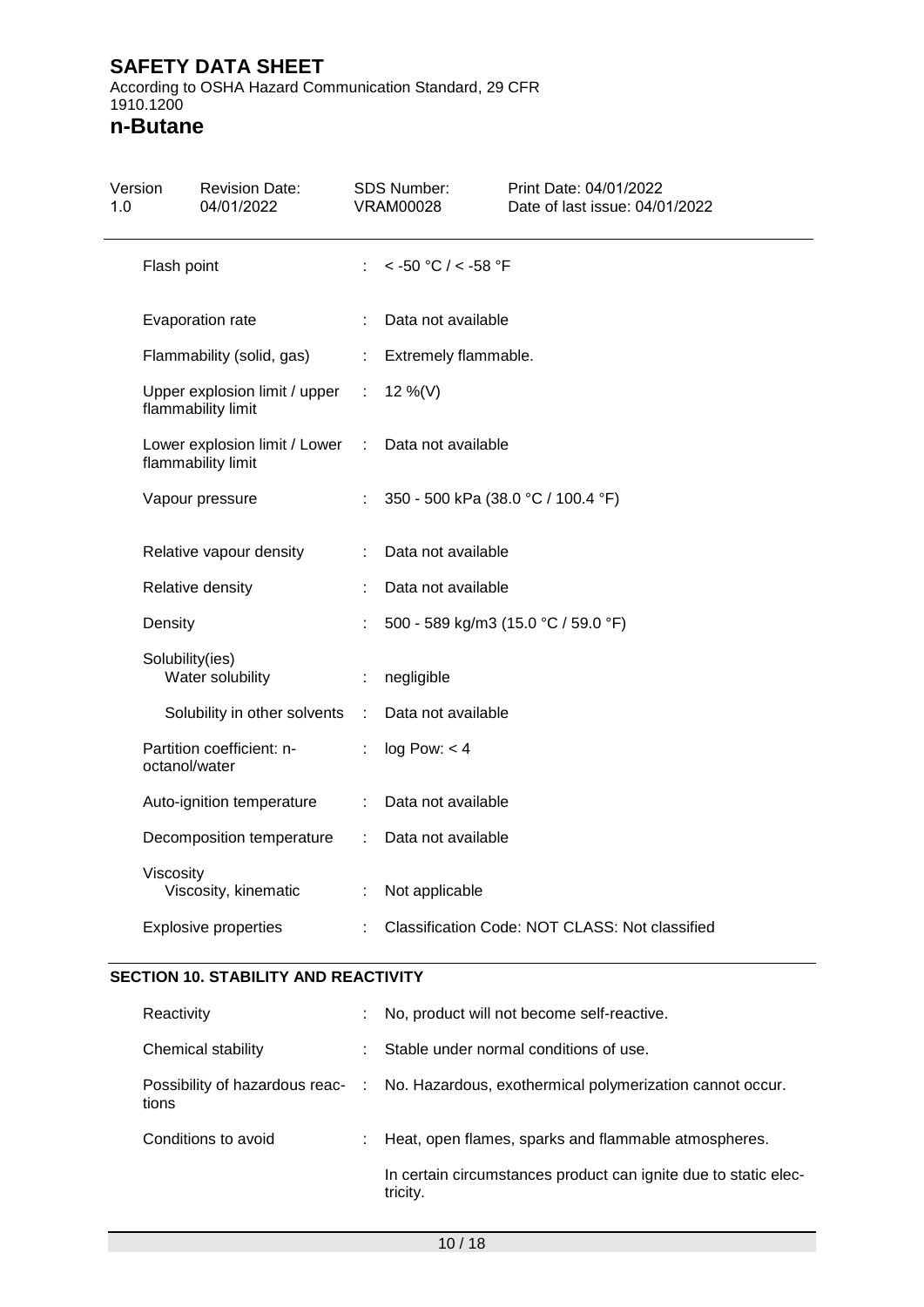| | | |
|---|---|---|
| Flash point | : | < -50 °C / < -58 °F |
| Evaporation rate | : | Data not available |
| Flammability (solid, gas) | : | Extremely flammable. |
| Upper explosion limit / upper flammability limit | : | 12 %(V) |
| Lower explosion limit / Lower flammability limit | : | Data not available |
| Vapour pressure | : | 350 - 500 kPa (38.0 °C / 100.4 °F) |
| Relative vapour density | : | Data not available |
| Relative density | : | Data not available |
| Density | : | 500 - 589 kg/m3 (15.0 °C / 59.0 °F) |
| Solubility(ies)<br>Water solubility | : | negligible |
| Solubility in other solvents | : | Data not available |
| Partition coefficient: n-octanol/water | : | log Pow: < 4 |
| Auto-ignition temperature | : | Data not available |
| Decomposition temperature | : | Data not available |
| Viscosity<br>Viscosity, kinematic | : | Not applicable |
| Explosive properties | : | Classification Code: NOT CLASS: Not classified |

## SECTION 10. STABILITY AND REACTIVITY

| | | |
|---|---|---|
| Reactivity | : | No, product will not become self-reactive. |
| Chemical stability | : | Stable under normal conditions of use. |
| Possibility of hazardous reactions | : | No. Hazardous, exothermical polymerization cannot occur. |
| Conditions to avoid | : | Heat, open flames, sparks and flammable atmospheres.<br><br>In certain circumstances product can ignite due to static electricity. |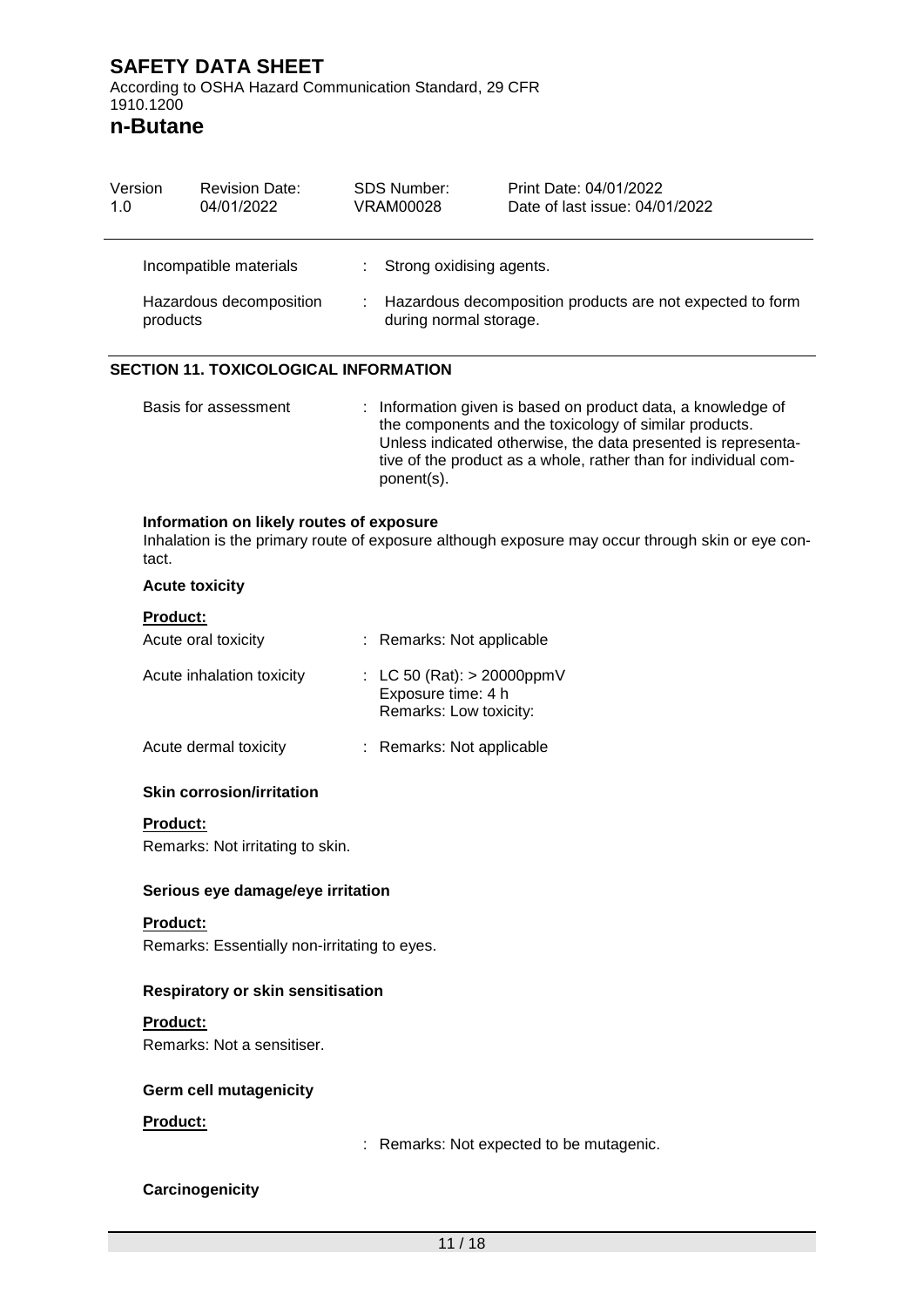| | | |
|---|---|---|
| Incompatible materials | : | Strong oxidising agents. |
| Hazardous decomposition products | : | Hazardous decomposition products are not expected to form during normal storage. |

## SECTION 11. TOXICOLOGICAL INFORMATION

| | | |
|---|---|---|
| Basis for assessment | : | Information given is based on product data, a knowledge of the components and the toxicology of similar products. Unless indicated otherwise, the data presented is representative of the product as a whole, rather than for individual component(s). |

**Information on likely routes of exposure**

Inhalation is the primary route of exposure although exposure may occur through skin or eye contact.

**Acute toxicity**

**Product:**

| | | |
|---|---|---|
| Acute oral toxicity | : | Remarks: Not applicable |
| Acute inhalation toxicity | : | LC 50 (Rat): > 20000ppmV<br>Exposure time: 4 h<br>Remarks: Low toxicity: |
| Acute dermal toxicity | : | Remarks: Not applicable |

**Skin corrosion/irritation**

**Product:**

Remarks: Not irritating to skin.

**Serious eye damage/eye irritation**

**Product:**

Remarks: Essentially non-irritating to eyes.

**Respiratory or skin sensitisation**

**Product:**

Remarks: Not a sensitiser.

**Germ cell mutagenicity**

**Product:**

: Remarks: Not expected to be mutagenic.

**Carcinogenicity**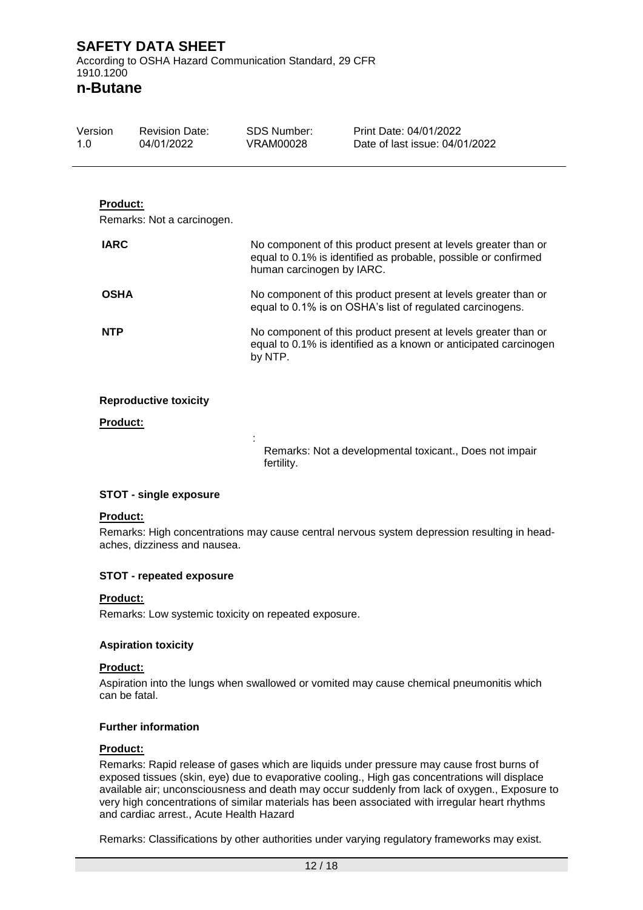**Product:**

Remarks: Not a carcinogen.

| | |
|---|---|
| **IARC** | No component of this product present at levels greater than or equal to 0.1% is identified as probable, possible or confirmed human carcinogen by IARC. |
| **OSHA** | No component of this product present at levels greater than or equal to 0.1% is on OSHA's list of regulated carcinogens. |
| **NTP** | No component of this product present at levels greater than or equal to 0.1% is identified as a known or anticipated carcinogen by NTP. |

### Reproductive toxicity

**Product:**

: Remarks: Not a developmental toxicant., Does not impair fertility.

### STOT - single exposure

**Product:**

Remarks: High concentrations may cause central nervous system depression resulting in headaches, dizziness and nausea.

### STOT - repeated exposure

**Product:**

Remarks: Low systemic toxicity on repeated exposure.

### Aspiration toxicity

**Product:**

Aspiration into the lungs when swallowed or vomited may cause chemical pneumonitis which can be fatal.

### Further information

**Product:**

Remarks: Rapid release of gases which are liquids under pressure may cause frost burns of exposed tissues (skin, eye) due to evaporative cooling., High gas concentrations will displace available air; unconsciousness and death may occur suddenly from lack of oxygen., Exposure to very high concentrations of similar materials has been associated with irregular heart rhythms and cardiac arrest., Acute Health Hazard

Remarks: Classifications by other authorities under varying regulatory frameworks may exist.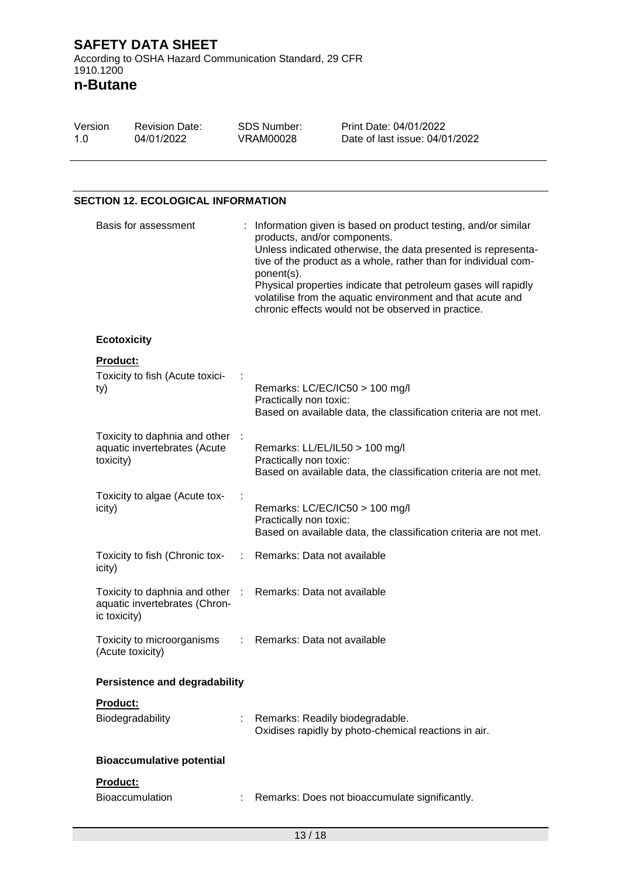## SECTION 12. ECOLOGICAL INFORMATION

| | | |
|---|---|---|
| Basis for assessment | : | Information given is based on product testing, and/or similar products, and/or components.<br>Unless indicated otherwise, the data presented is representative of the product as a whole, rather than for individual component(s).<br>Physical properties indicate that petroleum gases will rapidly volatilise from the aquatic environment and that acute and chronic effects would not be observed in practice. |

### Ecotoxicity

**Product:**

| | | |
|---|---|---|
| Toxicity to fish (Acute toxicity) | : | Remarks: LC/EC/IC50 > 100 mg/l<br>Practically non toxic:<br>Based on available data, the classification criteria are not met. |
| Toxicity to daphnia and other aquatic invertebrates (Acute toxicity) | : | Remarks: LL/EL/IL50 > 100 mg/l<br>Practically non toxic:<br>Based on available data, the classification criteria are not met. |
| Toxicity to algae (Acute toxicity) | : | Remarks: LC/EC/IC50 > 100 mg/l<br>Practically non toxic:<br>Based on available data, the classification criteria are not met. |
| Toxicity to fish (Chronic toxicity) | : | Remarks: Data not available |
| Toxicity to daphnia and other aquatic invertebrates (Chronic toxicity) | : | Remarks: Data not available |
| Toxicity to microorganisms (Acute toxicity) | : | Remarks: Data not available |

### Persistence and degradability

**Product:**

| | | |
|---|---|---|
| Biodegradability | : | Remarks: Readily biodegradable.<br>Oxidises rapidly by photo-chemical reactions in air. |

### Bioaccumulative potential

**Product:**

| | | |
|---|---|---|
| Bioaccumulation | : | Remarks: Does not bioaccumulate significantly. |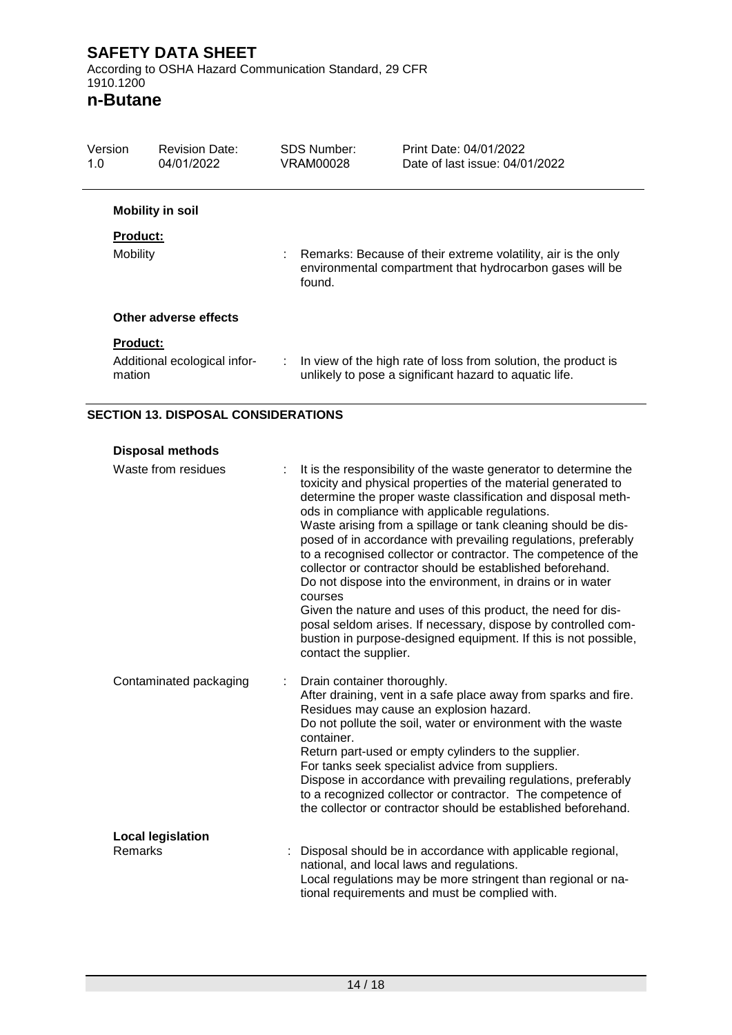**Mobility in soil**

**Product:**

Mobility : Remarks: Because of their extreme volatility, air is the only environmental compartment that hydrocarbon gases will be found.

**Other adverse effects**

**Product:**

Additional ecological information : In view of the high rate of loss from solution, the product is unlikely to pose a significant hazard to aquatic life.

## SECTION 13. DISPOSAL CONSIDERATIONS

**Disposal methods**

Waste from residues : It is the responsibility of the waste generator to determine the toxicity and physical properties of the material generated to determine the proper waste classification and disposal methods in compliance with applicable regulations.
Waste arising from a spillage or tank cleaning should be disposed of in accordance with prevailing regulations, preferably to a recognised collector or contractor. The competence of the collector or contractor should be established beforehand.
Do not dispose into the environment, in drains or in water courses
Given the nature and uses of this product, the need for disposal seldom arises. If necessary, dispose by controlled combustion in purpose-designed equipment. If this is not possible, contact the supplier.

Contaminated packaging : Drain container thoroughly.
After draining, vent in a safe place away from sparks and fire.
Residues may cause an explosion hazard.
Do not pollute the soil, water or environment with the waste container.
Return part-used or empty cylinders to the supplier.
For tanks seek specialist advice from suppliers.
Dispose in accordance with prevailing regulations, preferably to a recognized collector or contractor. The competence of the collector or contractor should be established beforehand.

**Local legislation**

Remarks : Disposal should be in accordance with applicable regional, national, and local laws and regulations.
Local regulations may be more stringent than regional or national requirements and must be complied with.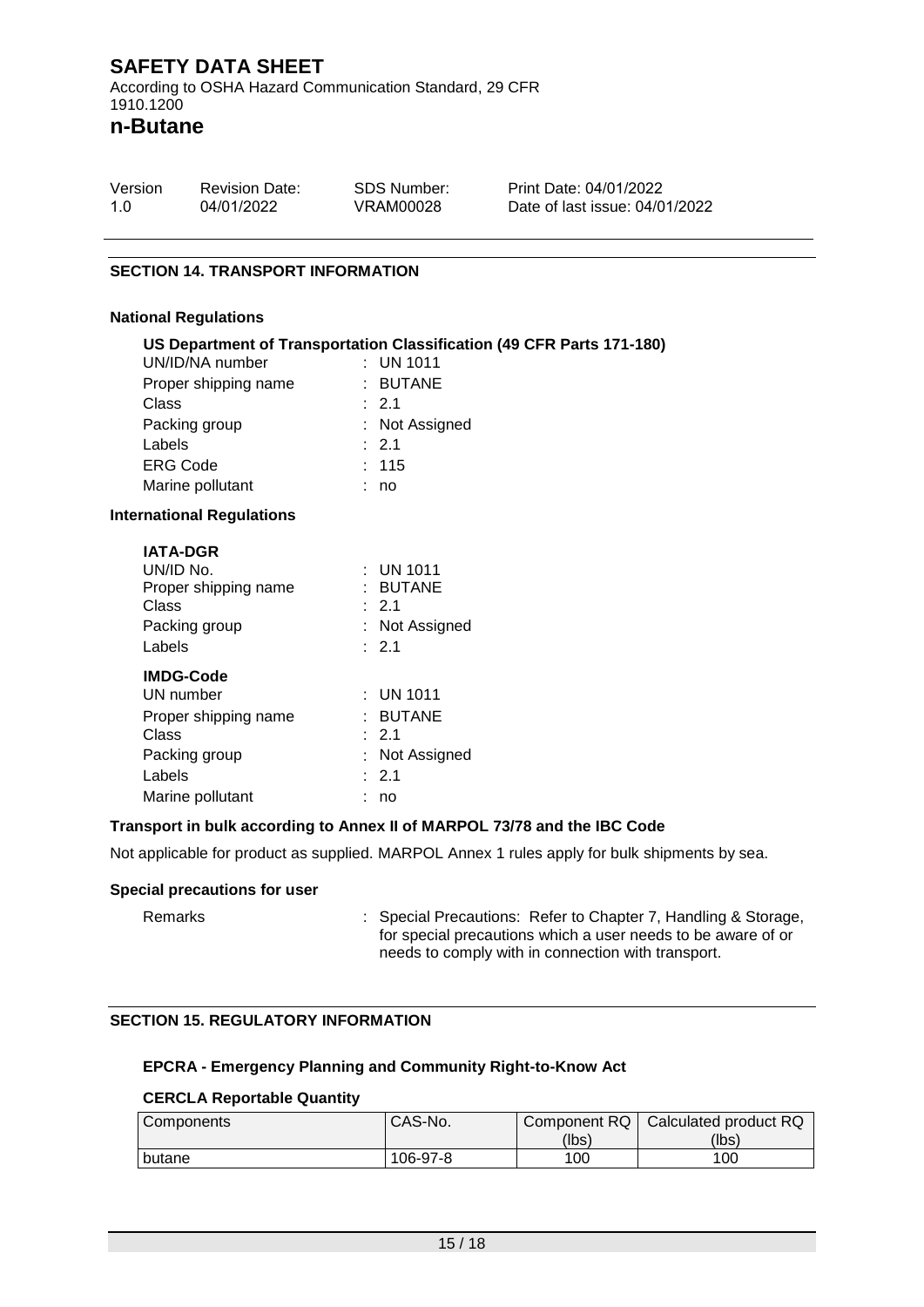## SECTION 14. TRANSPORT INFORMATION

### National Regulations

**US Department of Transportation Classification (49 CFR Parts 171-180)**

UN/ID/NA number : UN 1011
Proper shipping name : BUTANE
Class : 2.1
Packing group : Not Assigned
Labels : 2.1
ERG Code : 115
Marine pollutant : no

### International Regulations

**IATA-DGR**

UN/ID No. : UN 1011
Proper shipping name : BUTANE
Class : 2.1
Packing group : Not Assigned
Labels : 2.1

**IMDG-Code**

UN number : UN 1011
Proper shipping name : BUTANE
Class : 2.1
Packing group : Not Assigned
Labels : 2.1
Marine pollutant : no

### Transport in bulk according to Annex II of MARPOL 73/78 and the IBC Code

Not applicable for product as supplied. MARPOL Annex 1 rules apply for bulk shipments by sea.

### Special precautions for user

Remarks : Special Precautions: Refer to Chapter 7, Handling & Storage, for special precautions which a user needs to be aware of or needs to comply with in connection with transport.

## SECTION 15. REGULATORY INFORMATION

### EPCRA - Emergency Planning and Community Right-to-Know Act

**CERCLA Reportable Quantity**

| Components | CAS-No. | Component RQ (lbs) | Calculated product RQ (lbs) |
|---|---|---|---|
| butane | 106-97-8 | 100 | 100 |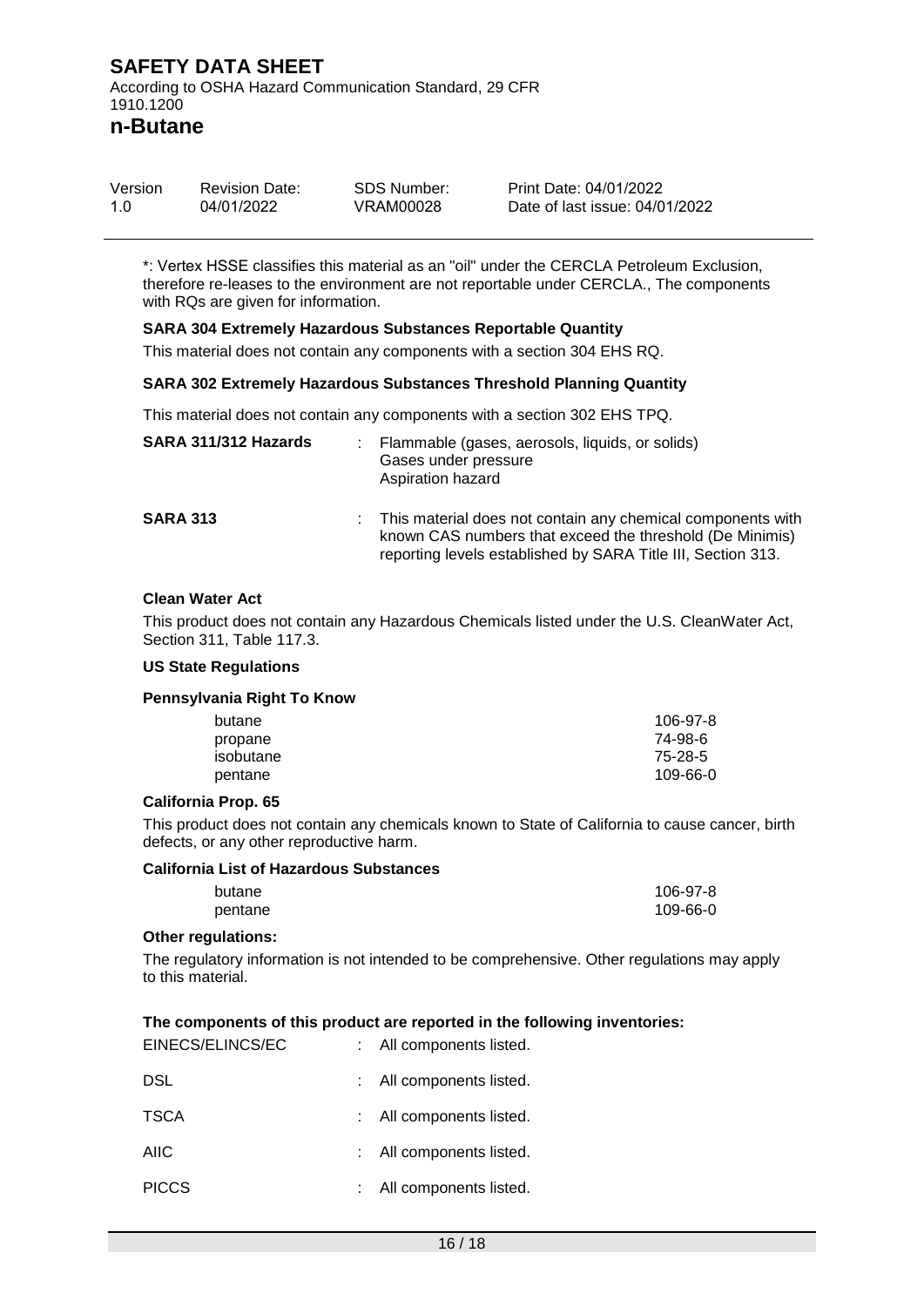*: Vertex HSSE classifies this material as an "oil" under the CERCLA Petroleum Exclusion, therefore re-leases to the environment are not reportable under CERCLA., The components with RQs are given for information.

**SARA 304 Extremely Hazardous Substances Reportable Quantity**

This material does not contain any components with a section 304 EHS RQ.

**SARA 302 Extremely Hazardous Substances Threshold Planning Quantity**

This material does not contain any components with a section 302 EHS TPQ.

**SARA 311/312 Hazards** : Flammable (gases, aerosols, liquids, or solids)
Gases under pressure
Aspiration hazard

**SARA 313** : This material does not contain any chemical components with known CAS numbers that exceed the threshold (De Minimis) reporting levels established by SARA Title III, Section 313.

**Clean Water Act**

This product does not contain any Hazardous Chemicals listed under the U.S. CleanWater Act, Section 311, Table 117.3.

**US State Regulations**

**Pennsylvania Right To Know**

| | |
|---|---|
| butane | 106-97-8 |
| propane | 74-98-6 |
| isobutane | 75-28-5 |
| pentane | 109-66-0 |

**California Prop. 65**

This product does not contain any chemicals known to State of California to cause cancer, birth defects, or any other reproductive harm.

**California List of Hazardous Substances**

| | |
|---|---|
| butane | 106-97-8 |
| pentane | 109-66-0 |

**Other regulations:**

The regulatory information is not intended to be comprehensive. Other regulations may apply to this material.

**The components of this product are reported in the following inventories:**

EINECS/ELINCS/EC : All components listed.

DSL : All components listed.

TSCA : All components listed.

AIIC : All components listed.

PICCS : All components listed.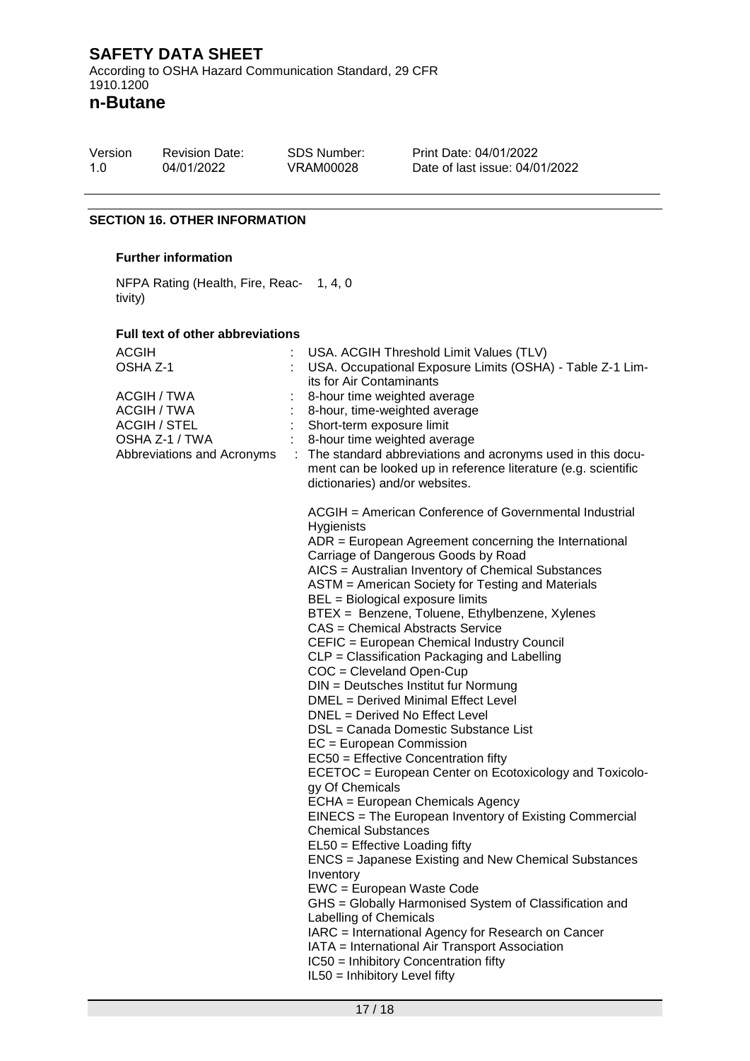## SECTION 16. OTHER INFORMATION

### Further information

NFPA Rating (Health, Fire, Reactivity) 1, 4, 0

### Full text of other abbreviations

| | | |
|---|---|---|
| ACGIH | : | USA. ACGIH Threshold Limit Values (TLV) |
| OSHA Z-1 | : | USA. Occupational Exposure Limits (OSHA) - Table Z-1 Limits for Air Contaminants |
| ACGIH / TWA | : | 8-hour time weighted average |
| ACGIH / TWA | : | 8-hour, time-weighted average |
| ACGIH / STEL | : | Short-term exposure limit |
| OSHA Z-1 / TWA | : | 8-hour time weighted average |
| Abbreviations and Acronyms | : | The standard abbreviations and acronyms used in this document can be looked up in reference literature (e.g. scientific dictionaries) and/or websites. |

ACGIH = American Conference of Governmental Industrial Hygienists
ADR = European Agreement concerning the International Carriage of Dangerous Goods by Road
AICS = Australian Inventory of Chemical Substances
ASTM = American Society for Testing and Materials
BEL = Biological exposure limits
BTEX = Benzene, Toluene, Ethylbenzene, Xylenes
CAS = Chemical Abstracts Service
CEFIC = European Chemical Industry Council
CLP = Classification Packaging and Labelling
COC = Cleveland Open-Cup
DIN = Deutsches Institut fur Normung
DMEL = Derived Minimal Effect Level
DNEL = Derived No Effect Level
DSL = Canada Domestic Substance List
EC = European Commission
EC50 = Effective Concentration fifty
ECETOC = European Center on Ecotoxicology and Toxicology Of Chemicals
ECHA = European Chemicals Agency
EINECS = The European Inventory of Existing Commercial Chemical Substances
EL50 = Effective Loading fifty
ENCS = Japanese Existing and New Chemical Substances Inventory
EWC = European Waste Code
GHS = Globally Harmonised System of Classification and Labelling of Chemicals
IARC = International Agency for Research on Cancer
IATA = International Air Transport Association
IC50 = Inhibitory Concentration fifty
IL50 = Inhibitory Level fifty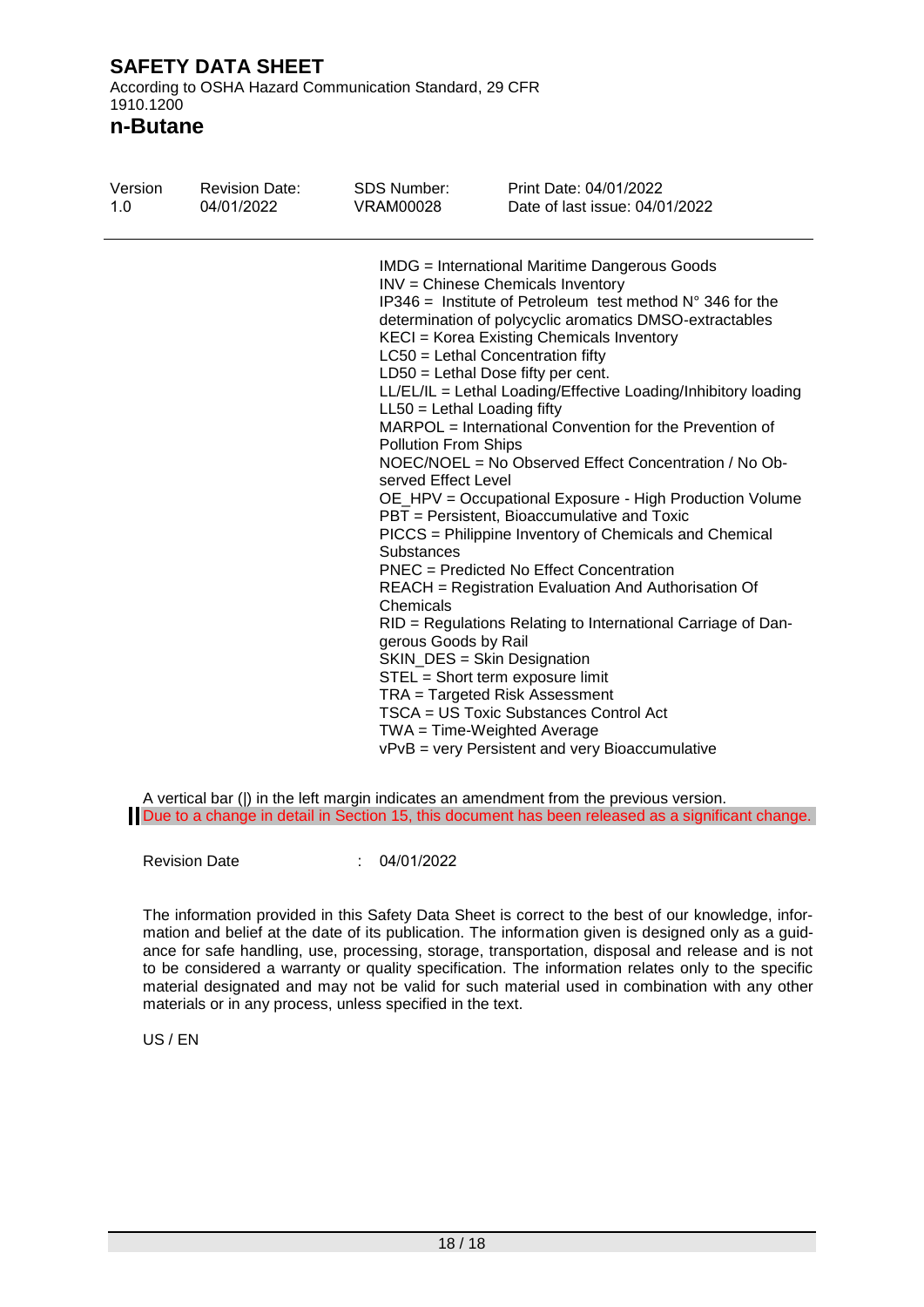IMDG = International Maritime Dangerous Goods
INV = Chinese Chemicals Inventory
IP346 = Institute of Petroleum test method N° 346 for the determination of polycyclic aromatics DMSO-extractables
KECI = Korea Existing Chemicals Inventory
LC50 = Lethal Concentration fifty
LD50 = Lethal Dose fifty per cent.
LL/EL/IL = Lethal Loading/Effective Loading/Inhibitory loading
LL50 = Lethal Loading fifty
MARPOL = International Convention for the Prevention of Pollution From Ships
NOEC/NOEL = No Observed Effect Concentration / No Observed Effect Level
OE_HPV = Occupational Exposure - High Production Volume
PBT = Persistent, Bioaccumulative and Toxic
PICCS = Philippine Inventory of Chemicals and Chemical Substances
PNEC = Predicted No Effect Concentration
REACH = Registration Evaluation And Authorisation Of Chemicals
RID = Regulations Relating to International Carriage of Dangerous Goods by Rail
SKIN_DES = Skin Designation
STEL = Short term exposure limit
TRA = Targeted Risk Assessment
TSCA = US Toxic Substances Control Act
TWA = Time-Weighted Average
vPvB = very Persistent and very Bioaccumulative

A vertical bar (|) in the left margin indicates an amendment from the previous version.
Due to a change in detail in Section 15, this document has been released as a significant change.

Revision Date : 04/01/2022

The information provided in this Safety Data Sheet is correct to the best of our knowledge, information and belief at the date of its publication. The information given is designed only as a guidance for safe handling, use, processing, storage, transportation, disposal and release and is not to be considered a warranty or quality specification. The information relates only to the specific material designated and may not be valid for such material used in combination with any other materials or in any process, unless specified in the text.

US / EN